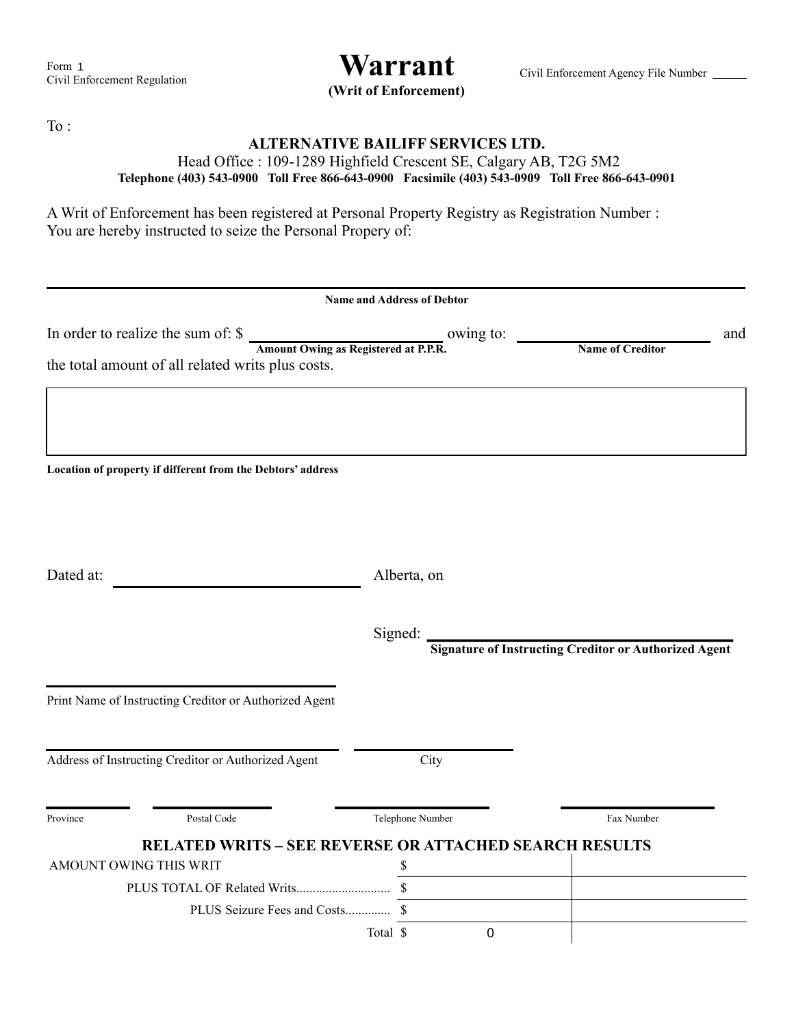Form 1
Civil Enforcement Regulation

# Warrant

**(Writ of Enforcement)**

Civil Enforcement Agency File Number ______

To :

**ALTERNATIVE BAILIFF SERVICES LTD.**

Head Office : 109-1289 Highfield Crescent SE, Calgary AB, T2G 5M2

**Telephone (403) 543-0900 Toll Free 866-643-0900 Facsimile (403) 543-0909 Toll Free 866-643-0901**

A Writ of Enforcement has been registered at Personal Property Registry as Registration Number :
You are hereby instructed to seize the Personal Propery of:

______________________________________________

**Name and Address of Debtor**

In order to realize the sum of: $ ______________ owing to: ______________ and
**Amount Owing as Registered at P.P.R.** **Name of Creditor**

the total amount of all related writs plus costs.

**Location of property if different from the Debtors' address**

Dated at: ______________ Alberta, on

Signed: ______________
**Signature of Instructing Creditor or Authorized Agent**

______________
Print Name of Instructing Creditor or Authorized Agent

______________ ______________
Address of Instructing Creditor or Authorized Agent City

______________ ______________ ______________ ______________
Province Postal Code Telephone Number Fax Number

## RELATED WRITS – SEE REVERSE OR ATTACHED SEARCH RESULTS

| | | |
|---|---|---|
| AMOUNT OWING THIS WRIT | $ | |
| PLUS TOTAL OF Related Writs............................ | $ | |
| PLUS Seizure Fees and Costs............. | $ | |
| Total | $ 0 | |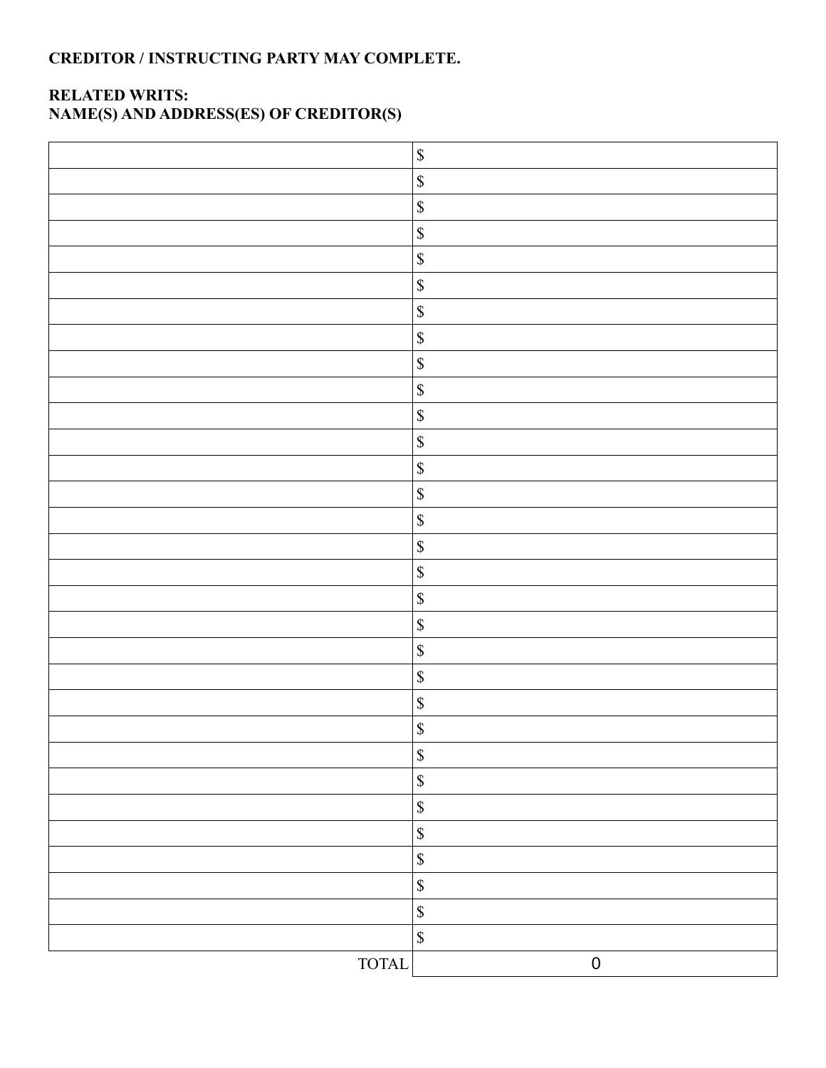**CREDITOR / INSTRUCTING PARTY MAY COMPLETE.**

**RELATED WRITS:**
**NAME(S) AND ADDRESS(ES) OF CREDITOR(S)**

| | |
|---|---|
| | $ |
| | $ |
| | $ |
| | $ |
| | $ |
| | $ |
| | $ |
| | $ |
| | $ |
| | $ |
| | $ |
| | $ |
| | $ |
| | $ |
| | $ |
| | $ |
| | $ |
| | $ |
| | $ |
| | $ |
| | $ |
| | $ |
| | $ |
| | $ |
| | $ |
| | $ |
| | $ |
| | $ |
| | $ |
| | $ |
| | $ |
| TOTAL | 0 |